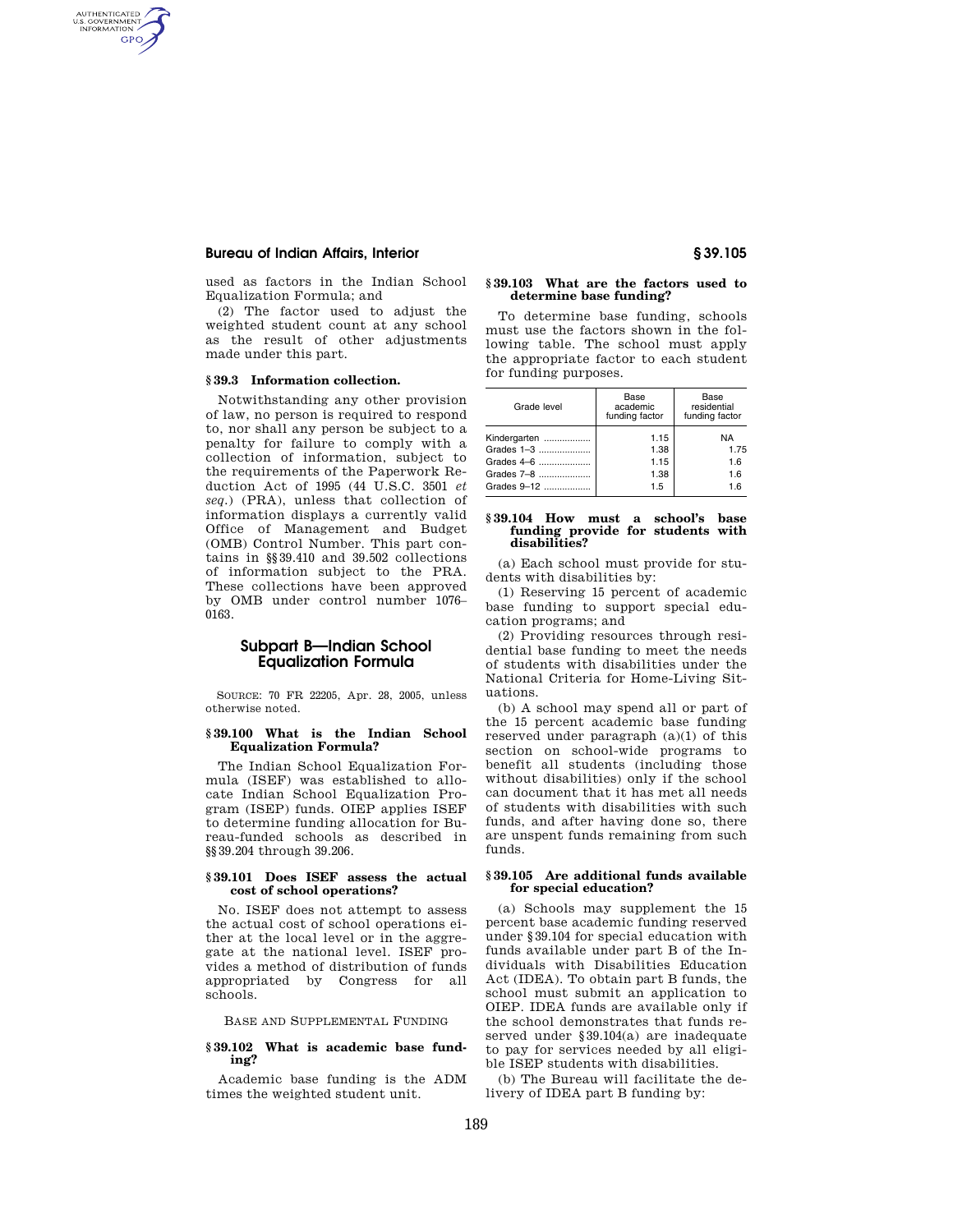used as factors in the Indian School Equalization Formula; and

(2) The factor used to adjust the weighted student count at any school as the result of other adjustments made under this part.

### § 39.3 Information collection.

Notwithstanding any other provision of law, no person is required to respond to, nor shall any person be subject to a penalty for failure to comply with a collection of information, subject to the requirements of the Paperwork Reduction Act of 1995 (44 U.S.C. 3501 *et seq.*) (PRA), unless that collection of information displays a currently valid Office of Management and Budget (OMB) Control Number. This part contains in §§ 39.410 and 39.502 collections of information subject to the PRA. These collections have been approved by OMB under control number 1076–0163.

## Subpart B—Indian School Equalization Formula

SOURCE: 70 FR 22205, Apr. 28, 2005, unless otherwise noted.

### § 39.100 What is the Indian School Equalization Formula?

The Indian School Equalization Formula (ISEF) was established to allocate Indian School Equalization Program (ISEP) funds. OIEP applies ISEF to determine funding allocation for Bureau-funded schools as described in §§ 39.204 through 39.206.

### § 39.101 Does ISEF assess the actual cost of school operations?

No. ISEF does not attempt to assess the actual cost of school operations either at the local level or in the aggregate at the national level. ISEF provides a method of distribution of funds appropriated by Congress for all schools.

BASE AND SUPPLEMENTAL FUNDING

### § 39.102 What is academic base funding?

Academic base funding is the ADM times the weighted student unit.

### § 39.103 What are the factors used to determine base funding?

To determine base funding, schools must use the factors shown in the following table. The school must apply the appropriate factor to each student for funding purposes.

| Grade level | Base academic funding factor | Base residential funding factor |
|---|---|---|
| Kindergarten | 1.15 | NA |
| Grades 1–3 | 1.38 | 1.75 |
| Grades 4–6 | 1.15 | 1.6 |
| Grades 7–8 | 1.38 | 1.6 |
| Grades 9–12 | 1.5 | 1.6 |

### § 39.104 How must a school's base funding provide for students with disabilities?

(a) Each school must provide for students with disabilities by:

(1) Reserving 15 percent of academic base funding to support special education programs; and

(2) Providing resources through residential base funding to meet the needs of students with disabilities under the National Criteria for Home-Living Situations.

(b) A school may spend all or part of the 15 percent academic base funding reserved under paragraph (a)(1) of this section on school-wide programs to benefit all students (including those without disabilities) only if the school can document that it has met all needs of students with disabilities with such funds, and after having done so, there are unspent funds remaining from such funds.

### § 39.105 Are additional funds available for special education?

(a) Schools may supplement the 15 percent base academic funding reserved under § 39.104 for special education with funds available under part B of the Individuals with Disabilities Education Act (IDEA). To obtain part B funds, the school must submit an application to OIEP. IDEA funds are available only if the school demonstrates that funds reserved under § 39.104(a) are inadequate to pay for services needed by all eligible ISEP students with disabilities.

(b) The Bureau will facilitate the delivery of IDEA part B funding by: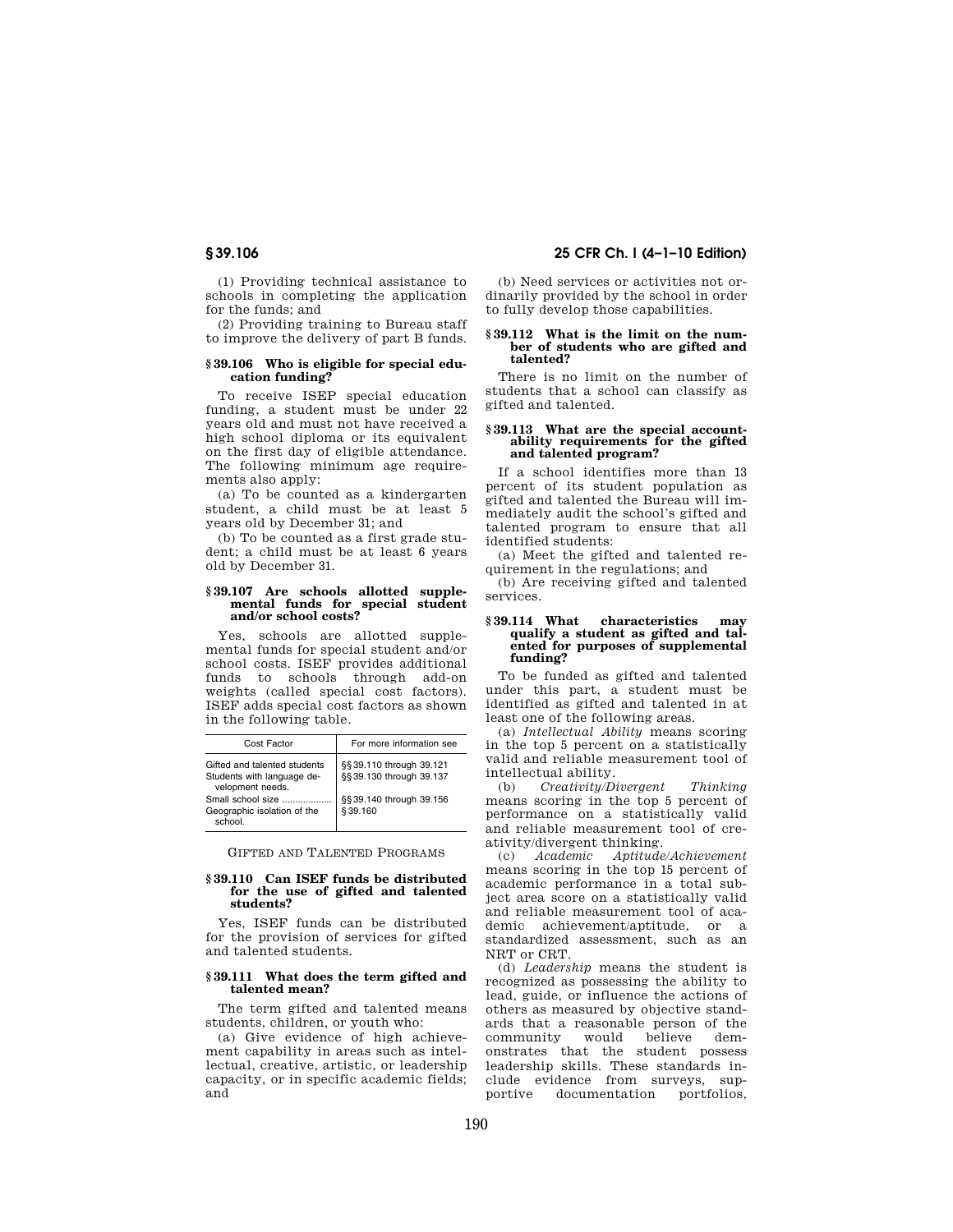(1) Providing technical assistance to schools in completing the application for the funds; and

(2) Providing training to Bureau staff to improve the delivery of part B funds.

### § 39.106 Who is eligible for special education funding?

To receive ISEP special education funding, a student must be under 22 years old and must not have received a high school diploma or its equivalent on the first day of eligible attendance. The following minimum age requirements also apply:

(a) To be counted as a kindergarten student, a child must be at least 5 years old by December 31; and

(b) To be counted as a first grade student; a child must be at least 6 years old by December 31.

### § 39.107 Are schools allotted supplemental funds for special student and/or school costs?

Yes, schools are allotted supplemental funds for special student and/or school costs. ISEF provides additional funds to schools through add-on weights (called special cost factors). ISEF adds special cost factors as shown in the following table.

| Cost Factor | For more information see |
|---|---|
| Gifted and talented students | §§ 39.110 through 39.121 |
| Students with language development needs. | §§ 39.130 through 39.137 |
| Small school size .................. | §§ 39.140 through 39.156 |
| Geographic isolation of the school. | § 39.160 |

GIFTED AND TALENTED PROGRAMS

### § 39.110 Can ISEF funds be distributed for the use of gifted and talented students?

Yes, ISEF funds can be distributed for the provision of services for gifted and talented students.

### § 39.111 What does the term gifted and talented mean?

The term gifted and talented means students, children, or youth who:

(a) Give evidence of high achievement capability in areas such as intellectual, creative, artistic, or leadership capacity, or in specific academic fields; and

(b) Need services or activities not ordinarily provided by the school in order to fully develop those capabilities.

### § 39.112 What is the limit on the number of students who are gifted and talented?

There is no limit on the number of students that a school can classify as gifted and talented.

### § 39.113 What are the special accountability requirements for the gifted and talented program?

If a school identifies more than 13 percent of its student population as gifted and talented the Bureau will immediately audit the school's gifted and talented program to ensure that all identified students:

(a) Meet the gifted and talented requirement in the regulations; and

(b) Are receiving gifted and talented services.

### § 39.114 What characteristics may qualify a student as gifted and talented for purposes of supplemental funding?

To be funded as gifted and talented under this part, a student must be identified as gifted and talented in at least one of the following areas.

(a) *Intellectual Ability* means scoring in the top 5 percent on a statistically valid and reliable measurement tool of intellectual ability.

(b) *Creativity/Divergent Thinking* means scoring in the top 5 percent of performance on a statistically valid and reliable measurement tool of creativity/divergent thinking.

(c) *Academic Aptitude/Achievement* means scoring in the top 15 percent of academic performance in a total subject area score on a statistically valid and reliable measurement tool of academic achievement/aptitude, or a standardized assessment, such as an NRT or CRT.

(d) *Leadership* means the student is recognized as possessing the ability to lead, guide, or influence the actions of others as measured by objective standards that a reasonable person of the community would believe demonstrates that the student possess leadership skills. These standards include evidence from surveys, supportive documentation portfolios,